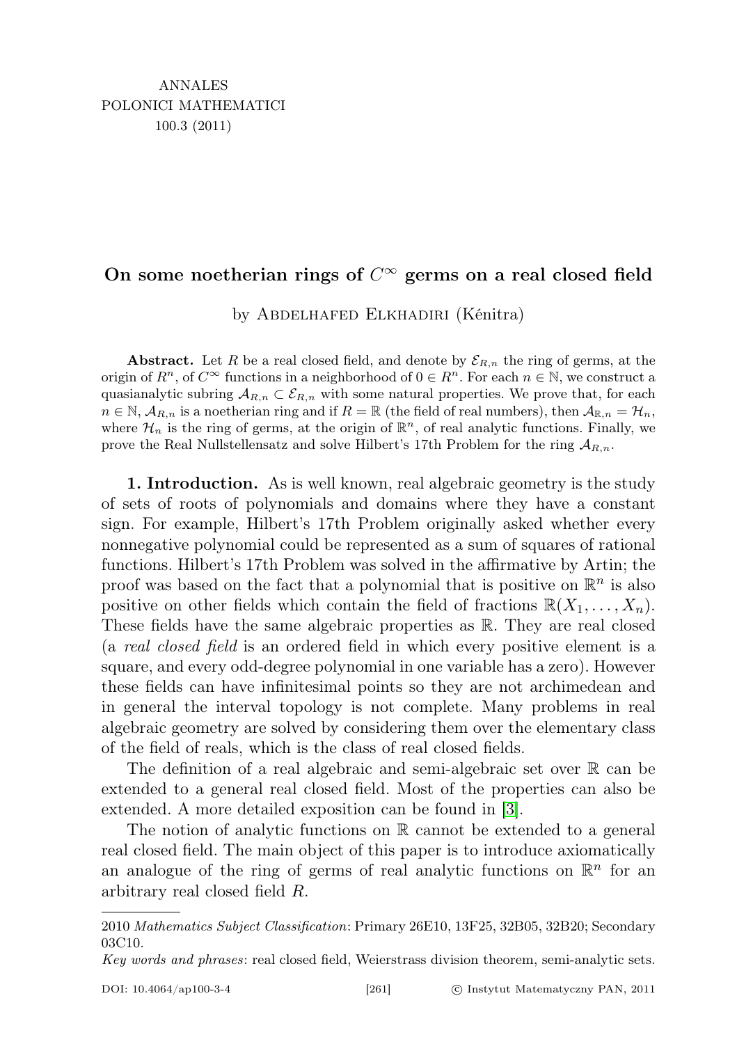ANNALES
POLONICI MATHEMATICI
100.3 (2011)

# On some noetherian rings of $C^\infty$ germs on a real closed field

by Abdelhafed Elkhadiri (Kénitra)

**Abstract.** Let $R$ be a real closed field, and denote by $\mathcal{E}_{R,n}$ the ring of germs, at the origin of $R^n$, of $C^\infty$ functions in a neighborhood of $0 \in R^n$. For each $n \in \mathbb{N}$, we construct a quasianalytic subring $\mathcal{A}_{R,n} \subset \mathcal{E}_{R,n}$ with some natural properties. We prove that, for each $n \in \mathbb{N}$, $\mathcal{A}_{R,n}$ is a noetherian ring and if $R = \mathbb{R}$ (the field of real numbers), then $\mathcal{A}_{\mathbb{R},n} = \mathcal{H}_n$, where $\mathcal{H}_n$ is the ring of germs, at the origin of $\mathbb{R}^n$, of real analytic functions. Finally, we prove the Real Nullstellensatz and solve Hilbert's 17th Problem for the ring $\mathcal{A}_{R,n}$.

**1. Introduction.** As is well known, real algebraic geometry is the study of sets of roots of polynomials and domains where they have a constant sign. For example, Hilbert's 17th Problem originally asked whether every nonnegative polynomial could be represented as a sum of squares of rational functions. Hilbert's 17th Problem was solved in the affirmative by Artin; the proof was based on the fact that a polynomial that is positive on $\mathbb{R}^n$ is also positive on other fields which contain the field of fractions $\mathbb{R}(X_1, \ldots, X_n)$. These fields have the same algebraic properties as $\mathbb{R}$. They are real closed (a *real closed field* is an ordered field in which every positive element is a square, and every odd-degree polynomial in one variable has a zero). However these fields can have infinitesimal points so they are not archimedean and in general the interval topology is not complete. Many problems in real algebraic geometry are solved by considering them over the elementary class of the field of reals, which is the class of real closed fields.

The definition of a real algebraic and semi-algebraic set over $\mathbb{R}$ can be extended to a general real closed field. Most of the properties can also be extended. A more detailed exposition can be found in [3].

The notion of analytic functions on $\mathbb{R}$ cannot be extended to a general real closed field. The main object of this paper is to introduce axiomatically an analogue of the ring of germs of real analytic functions on $\mathbb{R}^n$ for an arbitrary real closed field $R$.

---

2010 *Mathematics Subject Classification*: Primary 26E10, 13F25, 32B05, 32B20; Secondary 03C10.

*Key words and phrases*: real closed field, Weierstrass division theorem, semi-analytic sets.

DOI: 10.4064/ap100-3-4 © Instytut Matematyczny PAN, 2011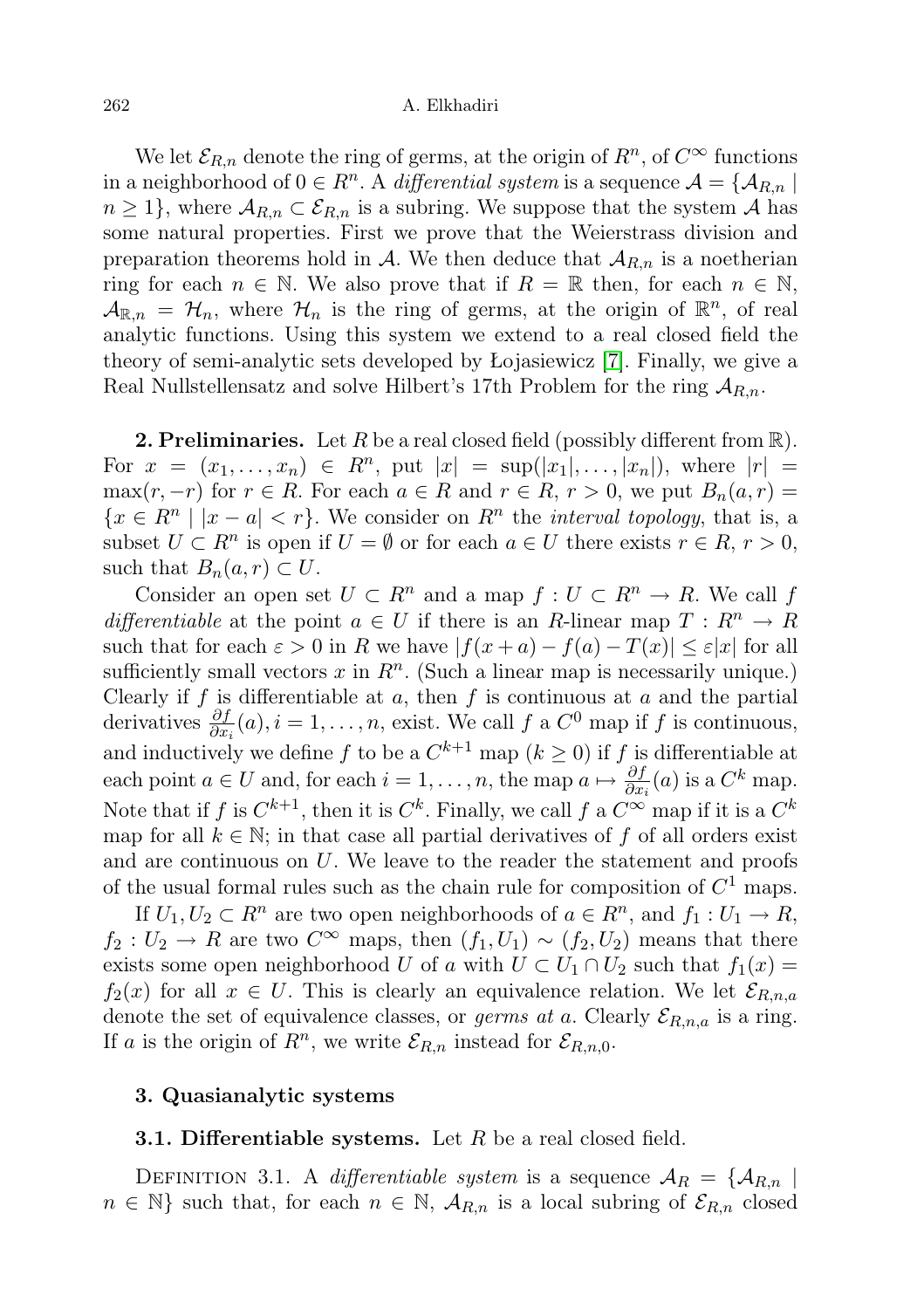We let $\mathcal{E}_{R,n}$ denote the ring of germs, at the origin of $R^n$, of $C^\infty$ functions in a neighborhood of $0 \in R^n$. A *differential system* is a sequence $\mathcal{A} = \{\mathcal{A}_{R,n} \mid n \geq 1\}$, where $\mathcal{A}_{R,n} \subset \mathcal{E}_{R,n}$ is a subring. We suppose that the system $\mathcal{A}$ has some natural properties. First we prove that the Weierstrass division and preparation theorems hold in $\mathcal{A}$. We then deduce that $\mathcal{A}_{R,n}$ is a noetherian ring for each $n \in \mathbb{N}$. We also prove that if $R = \mathbb{R}$ then, for each $n \in \mathbb{N}$, $\mathcal{A}_{\mathbb{R},n} = \mathcal{H}_n$, where $\mathcal{H}_n$ is the ring of germs, at the origin of $\mathbb{R}^n$, of real analytic functions. Using this system we extend to a real closed field the theory of semi-analytic sets developed by Łojasiewicz [7]. Finally, we give a Real Nullstellensatz and solve Hilbert's 17th Problem for the ring $\mathcal{A}_{R,n}$.

**2. Preliminaries.** Let $R$ be a real closed field (possibly different from $\mathbb{R}$). For $x = (x_1, \ldots, x_n) \in R^n$, put $|x| = \sup(|x_1|, \ldots, |x_n|)$, where $|r| = \max(r, -r)$ for $r \in R$. For each $a \in R$ and $r \in R$, $r > 0$, we put $B_n(a, r) = \{x \in R^n \mid |x - a| < r\}$. We consider on $R^n$ the *interval topology*, that is, a subset $U \subset R^n$ is open if $U = \emptyset$ or for each $a \in U$ there exists $r \in R$, $r > 0$, such that $B_n(a, r) \subset U$.

Consider an open set $U \subset R^n$ and a map $f : U \subset R^n \to R$. We call $f$ *differentiable* at the point $a \in U$ if there is an $R$-linear map $T : R^n \to R$ such that for each $\varepsilon > 0$ in $R$ we have $|f(x + a) - f(a) - T(x)| \leq \varepsilon |x|$ for all sufficiently small vectors $x$ in $R^n$. (Such a linear map is necessarily unique.) Clearly if $f$ is differentiable at $a$, then $f$ is continuous at $a$ and the partial derivatives $\frac{\partial f}{\partial x_i}(a)$, $i = 1, \ldots, n$, exist. We call $f$ a $C^0$ map if $f$ is continuous, and inductively we define $f$ to be a $C^{k+1}$ map ($k \geq 0$) if $f$ is differentiable at each point $a \in U$ and, for each $i = 1, \ldots, n$, the map $a \mapsto \frac{\partial f}{\partial x_i}(a)$ is a $C^k$ map. Note that if $f$ is $C^{k+1}$, then it is $C^k$. Finally, we call $f$ a $C^\infty$ map if it is a $C^k$ map for all $k \in \mathbb{N}$; in that case all partial derivatives of $f$ of all orders exist and are continuous on $U$. We leave to the reader the statement and proofs of the usual formal rules such as the chain rule for composition of $C^1$ maps.

If $U_1, U_2 \subset R^n$ are two open neighborhoods of $a \in R^n$, and $f_1 : U_1 \to R$, $f_2 : U_2 \to R$ are two $C^\infty$ maps, then $(f_1, U_1) \sim (f_2, U_2)$ means that there exists some open neighborhood $U$ of $a$ with $U \subset U_1 \cap U_2$ such that $f_1(x) = f_2(x)$ for all $x \in U$. This is clearly an equivalence relation. We let $\mathcal{E}_{R,n,a}$ denote the set of equivalence classes, or *germs at* $a$. Clearly $\mathcal{E}_{R,n,a}$ is a ring. If $a$ is the origin of $R^n$, we write $\mathcal{E}_{R,n}$ instead for $\mathcal{E}_{R,n,0}$.

**3. Quasianalytic systems**

**3.1. Differentiable systems.** Let $R$ be a real closed field.

Definition 3.1. A *differentiable system* is a sequence $\mathcal{A}_R = \{\mathcal{A}_{R,n} \mid n \in \mathbb{N}\}$ such that, for each $n \in \mathbb{N}$, $\mathcal{A}_{R,n}$ is a local subring of $\mathcal{E}_{R,n}$ closed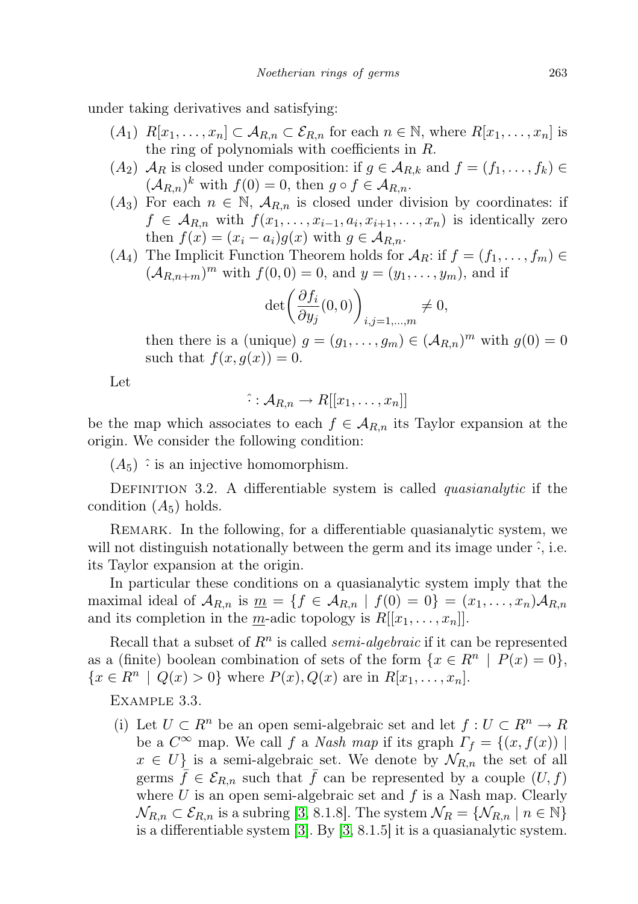under taking derivatives and satisfying:

- $(A_1)$ $R[x_1,\dots,x_n] \subset \mathcal{A}_{R,n} \subset \mathcal{E}_{R,n}$ for each $n \in \mathbb{N}$, where $R[x_1,\dots,x_n]$ is the ring of polynomials with coefficients in $R$.
- $(A_2)$ $\mathcal{A}_R$ is closed under composition: if $g \in \mathcal{A}_{R,k}$ and $f = (f_1,\dots,f_k) \in (\mathcal{A}_{R,n})^k$ with $f(0) = 0$, then $g \circ f \in \mathcal{A}_{R,n}$.
- $(A_3)$ For each $n \in \mathbb{N}$, $\mathcal{A}_{R,n}$ is closed under division by coordinates: if $f \in \mathcal{A}_{R,n}$ with $f(x_1,\dots,x_{i-1},a_i,x_{i+1},\dots,x_n)$ is identically zero then $f(x) = (x_i - a_i)g(x)$ with $g \in \mathcal{A}_{R,n}$.
- $(A_4)$ The Implicit Function Theorem holds for $\mathcal{A}_R$: if $f = (f_1,\dots,f_m) \in (\mathcal{A}_{R,n+m})^m$ with $f(0,0) = 0$, and $y = (y_1,\dots,y_m)$, and if

$$\det\left(\frac{\partial f_i}{\partial y_j}(0,0)\right)_{i,j=1,\dots,m} \neq 0,$$

then there is a (unique) $g = (g_1,\dots,g_m) \in (\mathcal{A}_{R,n})^m$ with $g(0) = 0$ such that $f(x,g(x)) = 0$.

Let

$$\hat{\ } : \mathcal{A}_{R,n} \to R[[x_1,\dots,x_n]]$$

be the map which associates to each $f \in \mathcal{A}_{R,n}$ its Taylor expansion at the origin. We consider the following condition:

- $(A_5)$ $\hat{\ }$ is an injective homomorphism.

Definition 3.2. A differentiable system is called *quasianalytic* if the condition $(A_5)$ holds.

Remark. In the following, for a differentiable quasianalytic system, we will not distinguish notationally between the germ and its image under $\hat{\ }$, i.e. its Taylor expansion at the origin.

In particular these conditions on a quasianalytic system imply that the maximal ideal of $\mathcal{A}_{R,n}$ is $\underline{m} = \{f \in \mathcal{A}_{R,n} \mid f(0) = 0\} = (x_1,\dots,x_n)\mathcal{A}_{R,n}$ and its completion in the $\underline{m}$-adic topology is $R[[x_1,\dots,x_n]]$.

Recall that a subset of $R^n$ is called *semi-algebraic* if it can be represented as a (finite) boolean combination of sets of the form $\{x \in R^n \mid P(x) = 0\}$, $\{x \in R^n \mid Q(x) > 0\}$ where $P(x), Q(x)$ are in $R[x_1,\dots,x_n]$.

Example 3.3.

(i) Let $U \subset R^n$ be an open semi-algebraic set and let $f : U \subset R^n \to R$ be a $C^\infty$ map. We call $f$ a *Nash map* if its graph $\Gamma_f = \{(x, f(x)) \mid x \in U\}$ is a semi-algebraic set. We denote by $\mathcal{N}_{R,n}$ the set of all germs $\bar{f} \in \mathcal{E}_{R,n}$ such that $\bar{f}$ can be represented by a couple $(U, f)$ where $U$ is an open semi-algebraic set and $f$ is a Nash map. Clearly $\mathcal{N}_{R,n} \subset \mathcal{E}_{R,n}$ is a subring [3, 8.1.8]. The system $\mathcal{N}_R = \{\mathcal{N}_{R,n} \mid n \in \mathbb{N}\}$ is a differentiable system [3]. By [3, 8.1.5] it is a quasianalytic system.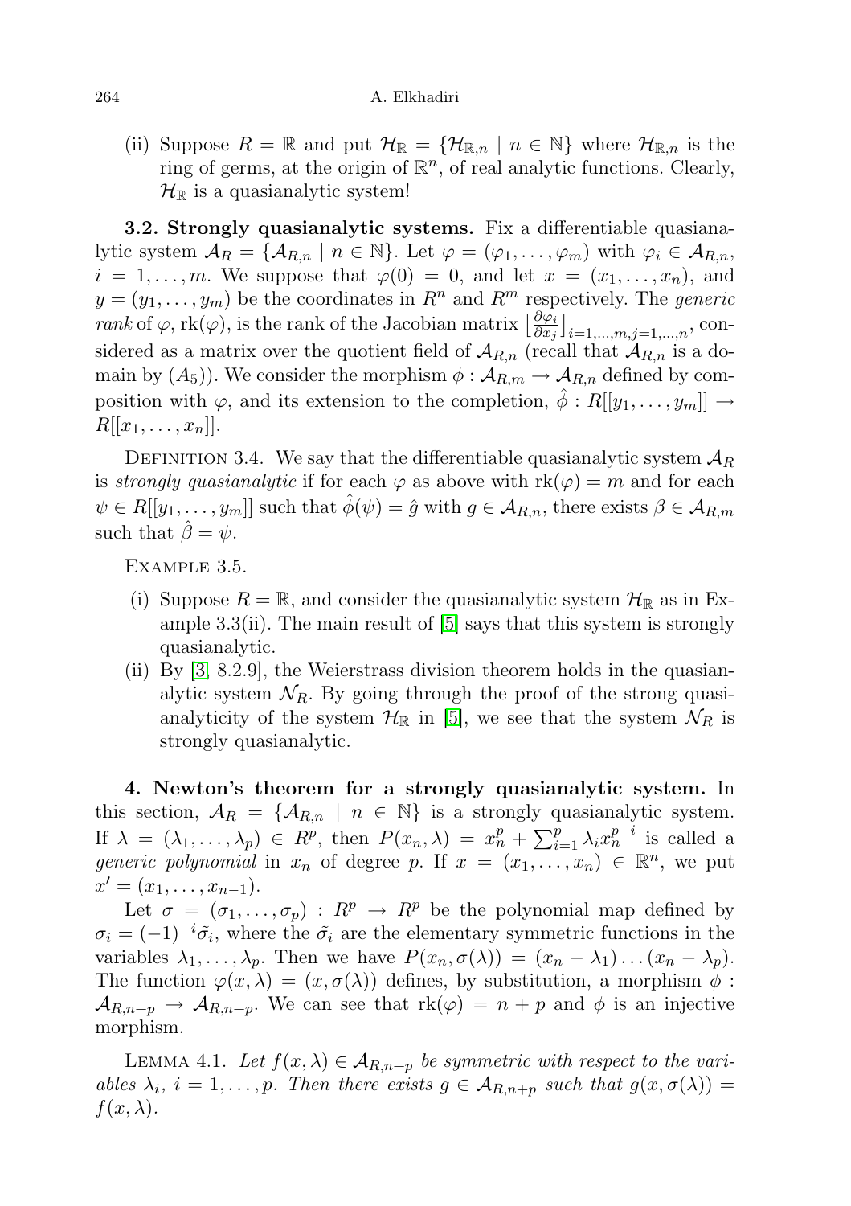(ii) Suppose $R = \mathbb{R}$ and put $\mathcal{H}_\mathbb{R} = \{\mathcal{H}_{\mathbb{R},n} \mid n \in \mathbb{N}\}$ where $\mathcal{H}_{\mathbb{R},n}$ is the ring of germs, at the origin of $\mathbb{R}^n$, of real analytic functions. Clearly, $\mathcal{H}_\mathbb{R}$ is a quasianalytic system!

**3.2. Strongly quasianalytic systems.** Fix a differentiable quasianalytic system $\mathcal{A}_R = \{\mathcal{A}_{R,n} \mid n \in \mathbb{N}\}$. Let $\varphi = (\varphi_1, \ldots, \varphi_m)$ with $\varphi_i \in \mathcal{A}_{R,n}$, $i = 1, \ldots, m$. We suppose that $\varphi(0) = 0$, and let $x = (x_1, \ldots, x_n)$, and $y = (y_1, \ldots, y_m)$ be the coordinates in $R^n$ and $R^m$ respectively. The *generic rank* of $\varphi$, $\mathrm{rk}(\varphi)$, is the rank of the Jacobian matrix $\left[\frac{\partial \varphi_i}{\partial x_j}\right]_{i=1,\ldots,m, j=1,\ldots,n}$, considered as a matrix over the quotient field of $\mathcal{A}_{R,n}$ (recall that $\mathcal{A}_{R,n}$ is a domain by $(A_5)$). We consider the morphism $\phi : \mathcal{A}_{R,m} \to \mathcal{A}_{R,n}$ defined by composition with $\varphi$, and its extension to the completion, $\hat{\phi} : R[[y_1, \ldots, y_m]] \to R[[x_1, \ldots, x_n]]$.

Definition 3.4. We say that the differentiable quasianalytic system $\mathcal{A}_R$ is *strongly quasianalytic* if for each $\varphi$ as above with $\mathrm{rk}(\varphi) = m$ and for each $\psi \in R[[y_1, \ldots, y_m]]$ such that $\hat{\phi}(\psi) = \hat{g}$ with $g \in \mathcal{A}_{R,n}$, there exists $\beta \in \mathcal{A}_{R,m}$ such that $\hat{\beta} = \psi$.

Example 3.5.

(i) Suppose $R = \mathbb{R}$, and consider the quasianalytic system $\mathcal{H}_\mathbb{R}$ as in Example 3.3(ii). The main result of [5] says that this system is strongly quasianalytic.

(ii) By [3, 8.2.9], the Weierstrass division theorem holds in the quasianalytic system $\mathcal{N}_R$. By going through the proof of the strong quasianalyticity of the system $\mathcal{H}_\mathbb{R}$ in [5], we see that the system $\mathcal{N}_R$ is strongly quasianalytic.

**4. Newton's theorem for a strongly quasianalytic system.** In this section, $\mathcal{A}_R = \{\mathcal{A}_{R,n} \mid n \in \mathbb{N}\}$ is a strongly quasianalytic system. If $\lambda = (\lambda_1, \ldots, \lambda_p) \in R^p$, then $P(x_n, \lambda) = x_n^p + \sum_{i=1}^p \lambda_i x_n^{p-i}$ is called a *generic polynomial* in $x_n$ of degree $p$. If $x = (x_1, \ldots, x_n) \in \mathbb{R}^n$, we put $x' = (x_1, \ldots, x_{n-1})$.

Let $\sigma = (\sigma_1, \ldots, \sigma_p) : R^p \to R^p$ be the polynomial map defined by $\sigma_i = (-1)^{-i}\tilde{\sigma_i}$, where the $\tilde{\sigma_i}$ are the elementary symmetric functions in the variables $\lambda_1, \ldots, \lambda_p$. Then we have $P(x_n, \sigma(\lambda)) = (x_n - \lambda_1) \ldots (x_n - \lambda_p)$. The function $\varphi(x, \lambda) = (x, \sigma(\lambda))$ defines, by substitution, a morphism $\phi : \mathcal{A}_{R,n+p} \to \mathcal{A}_{R,n+p}$. We can see that $\mathrm{rk}(\varphi) = n + p$ and $\phi$ is an injective morphism.

Lemma 4.1. *Let $f(x, \lambda) \in \mathcal{A}_{R,n+p}$ be symmetric with respect to the variables $\lambda_i$, $i = 1, \ldots, p$. Then there exists $g \in \mathcal{A}_{R,n+p}$ such that $g(x, \sigma(\lambda)) = f(x, \lambda)$.*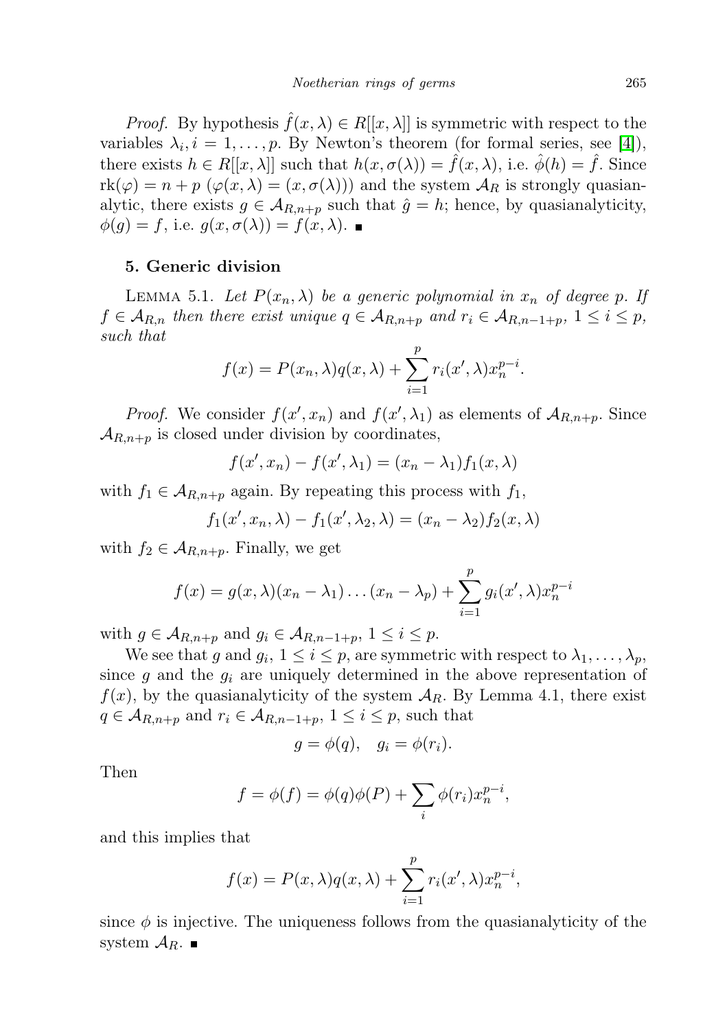*Proof.* By hypothesis $\hat{f}(x,\lambda) \in R[[x,\lambda]]$ is symmetric with respect to the variables $\lambda_i, i = 1,\dots,p$. By Newton's theorem (for formal series, see [4]), there exists $h \in R[[x,\lambda]]$ such that $h(x,\sigma(\lambda)) = \hat{f}(x,\lambda)$, i.e. $\hat{\phi}(h) = \hat{f}$. Since $\mathrm{rk}(\varphi) = n + p$ ($\varphi(x,\lambda) = (x,\sigma(\lambda))$) and the system $\mathcal{A}_R$ is strongly quasianalytic, there exists $g \in \mathcal{A}_{R,n+p}$ such that $\hat{g} = h$; hence, by quasianalyticity, $\phi(g) = f$, i.e. $g(x,\sigma(\lambda)) = f(x,\lambda)$. ■

## 5. Generic division

LEMMA 5.1. *Let $P(x_n,\lambda)$ be a generic polynomial in $x_n$ of degree $p$. If $f \in \mathcal{A}_{R,n}$ then there exist unique $q \in \mathcal{A}_{R,n+p}$ and $r_i \in \mathcal{A}_{R,n-1+p}$, $1 \le i \le p$, such that*

$$f(x) = P(x_n,\lambda)q(x,\lambda) + \sum_{i=1}^{p} r_i(x',\lambda)x_n^{p-i}.$$

*Proof.* We consider $f(x',x_n)$ and $f(x',\lambda_1)$ as elements of $\mathcal{A}_{R,n+p}$. Since $\mathcal{A}_{R,n+p}$ is closed under division by coordinates,

$$f(x',x_n) - f(x',\lambda_1) = (x_n - \lambda_1)f_1(x,\lambda)$$

with $f_1 \in \mathcal{A}_{R,n+p}$ again. By repeating this process with $f_1$,

$$f_1(x',x_n,\lambda) - f_1(x',\lambda_2,\lambda) = (x_n - \lambda_2)f_2(x,\lambda)$$

with $f_2 \in \mathcal{A}_{R,n+p}$. Finally, we get

$$f(x) = g(x,\lambda)(x_n - \lambda_1)\dots(x_n - \lambda_p) + \sum_{i=1}^{p} g_i(x',\lambda)x_n^{p-i}$$

with $g \in \mathcal{A}_{R,n+p}$ and $g_i \in \mathcal{A}_{R,n-1+p}$, $1 \le i \le p$.

We see that $g$ and $g_i$, $1 \le i \le p$, are symmetric with respect to $\lambda_1,\dots,\lambda_p$, since $g$ and the $g_i$ are uniquely determined in the above representation of $f(x)$, by the quasianalyticity of the system $\mathcal{A}_R$. By Lemma 4.1, there exist $q \in \mathcal{A}_{R,n+p}$ and $r_i \in \mathcal{A}_{R,n-1+p}$, $1 \le i \le p$, such that

$$g = \phi(q), \quad g_i = \phi(r_i).$$

Then

$$f = \phi(f) = \phi(q)\phi(P) + \sum_i \phi(r_i)x_n^{p-i},$$

and this implies that

$$f(x) = P(x,\lambda)q(x,\lambda) + \sum_{i=1}^{p} r_i(x',\lambda)x_n^{p-i},$$

since $\phi$ is injective. The uniqueness follows from the quasianalyticity of the system $\mathcal{A}_R$. ■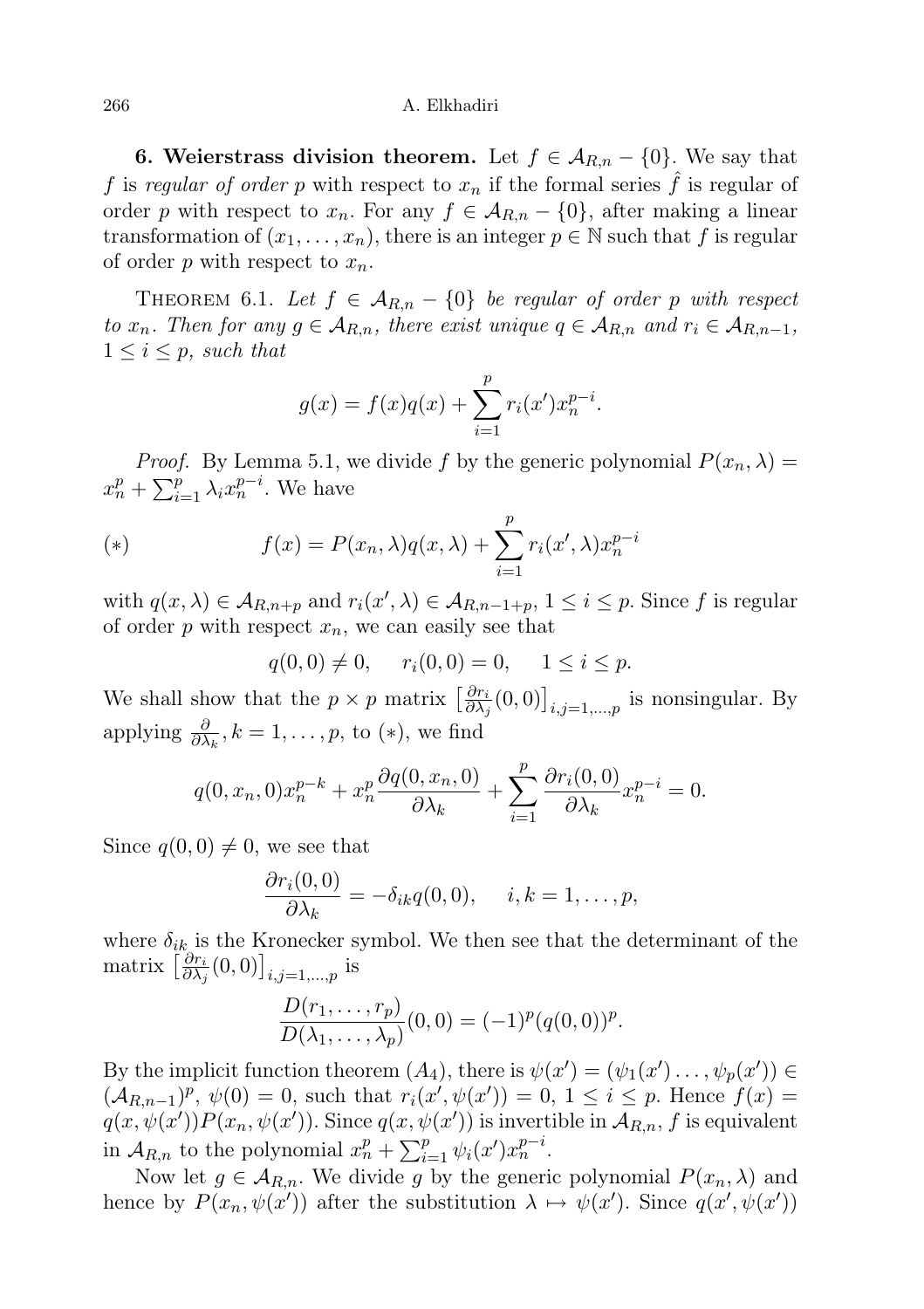**6. Weierstrass division theorem.** Let $f \in \mathcal{A}_{R,n} - \{0\}$. We say that $f$ is *regular of order* $p$ with respect to $x_n$ if the formal series $\hat{f}$ is regular of order $p$ with respect to $x_n$. For any $f \in \mathcal{A}_{R,n} - \{0\}$, after making a linear transformation of $(x_1, \ldots, x_n)$, there is an integer $p \in \mathbb{N}$ such that $f$ is regular of order $p$ with respect to $x_n$.

THEOREM 6.1. *Let $f \in \mathcal{A}_{R,n} - \{0\}$ be regular of order $p$ with respect to $x_n$. Then for any $g \in \mathcal{A}_{R,n}$, there exist unique $q \in \mathcal{A}_{R,n}$ and $r_i \in \mathcal{A}_{R,n-1}$, $1 \le i \le p$, such that*

$$g(x) = f(x)q(x) + \sum_{i=1}^{p} r_i(x')x_n^{p-i}.$$

*Proof.* By Lemma 5.1, we divide $f$ by the generic polynomial $P(x_n, \lambda) = x_n^p + \sum_{i=1}^{p} \lambda_i x_n^{p-i}$. We have

$$(*) \qquad f(x) = P(x_n, \lambda)q(x, \lambda) + \sum_{i=1}^{p} r_i(x', \lambda)x_n^{p-i}$$

with $q(x, \lambda) \in \mathcal{A}_{R,n+p}$ and $r_i(x', \lambda) \in \mathcal{A}_{R,n-1+p}$, $1 \le i \le p$. Since $f$ is regular of order $p$ with respect $x_n$, we can easily see that

$$q(0, 0) \neq 0, \qquad r_i(0, 0) = 0, \qquad 1 \le i \le p.$$

We shall show that the $p \times p$ matrix $\left[\frac{\partial r_i}{\partial \lambda_j}(0, 0)\right]_{i,j=1,\ldots,p}$ is nonsingular. By applying $\frac{\partial}{\partial \lambda_k}$, $k = 1, \ldots, p$, to $(*)$, we find

$$q(0, x_n, 0)x_n^{p-k} + x_n^p \frac{\partial q(0, x_n, 0)}{\partial \lambda_k} + \sum_{i=1}^{p} \frac{\partial r_i(0, 0)}{\partial \lambda_k} x_n^{p-i} = 0.$$

Since $q(0, 0) \neq 0$, we see that

$$\frac{\partial r_i(0, 0)}{\partial \lambda_k} = -\delta_{ik} q(0, 0), \qquad i, k = 1, \ldots, p,$$

where $\delta_{ik}$ is the Kronecker symbol. We then see that the determinant of the matrix $\left[\frac{\partial r_i}{\partial \lambda_j}(0, 0)\right]_{i,j=1,\ldots,p}$ is

$$\frac{D(r_1, \ldots, r_p)}{D(\lambda_1, \ldots, \lambda_p)}(0, 0) = (-1)^p (q(0, 0))^p.$$

By the implicit function theorem $(A_4)$, there is $\psi(x') = (\psi_1(x') \ldots, \psi_p(x')) \in (\mathcal{A}_{R,n-1})^p$, $\psi(0) = 0$, such that $r_i(x', \psi(x')) = 0$, $1 \le i \le p$. Hence $f(x) = q(x, \psi(x'))P(x_n, \psi(x'))$. Since $q(x, \psi(x'))$ is invertible in $\mathcal{A}_{R,n}$, $f$ is equivalent in $\mathcal{A}_{R,n}$ to the polynomial $x_n^p + \sum_{i=1}^{p} \psi_i(x')x_n^{p-i}$.

Now let $g \in \mathcal{A}_{R,n}$. We divide $g$ by the generic polynomial $P(x_n, \lambda)$ and hence by $P(x_n, \psi(x'))$ after the substitution $\lambda \mapsto \psi(x')$. Since $q(x', \psi(x'))$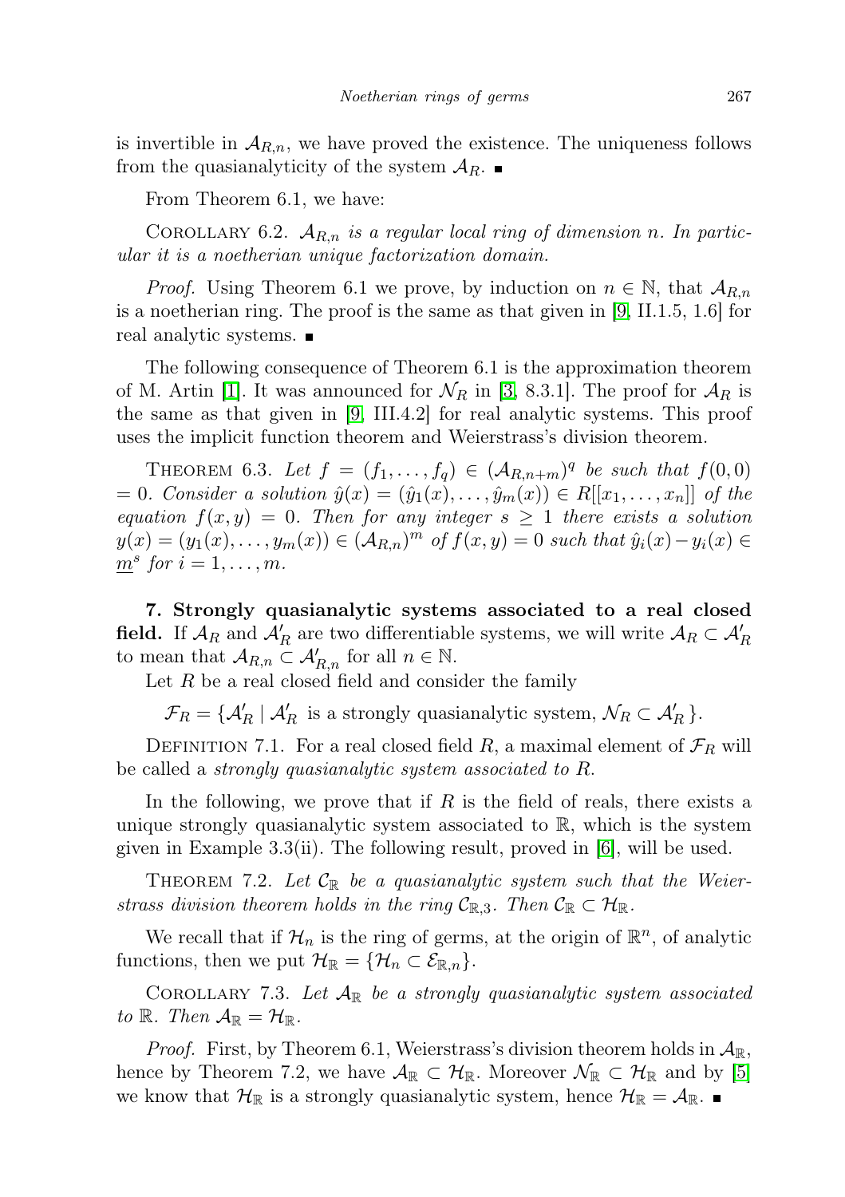is invertible in $\mathcal{A}_{R,n}$, we have proved the existence. The uniqueness follows from the quasianalyticity of the system $\mathcal{A}_R$. ■

From Theorem 6.1, we have:

COROLLARY 6.2. *$\mathcal{A}_{R,n}$ is a regular local ring of dimension $n$. In particular it is a noetherian unique factorization domain.*

*Proof.* Using Theorem 6.1 we prove, by induction on $n \in \mathbb{N}$, that $\mathcal{A}_{R,n}$ is a noetherian ring. The proof is the same as that given in [9, II.1.5, 1.6] for real analytic systems. ■

The following consequence of Theorem 6.1 is the approximation theorem of M. Artin [1]. It was announced for $\mathcal{N}_R$ in [3, 8.3.1]. The proof for $\mathcal{A}_R$ is the same as that given in [9, III.4.2] for real analytic systems. This proof uses the implicit function theorem and Weierstrass's division theorem.

THEOREM 6.3. *Let $f = (f_1, \ldots, f_q) \in (\mathcal{A}_{R,n+m})^q$ be such that $f(0,0) = 0$. Consider a solution $\hat{y}(x) = (\hat{y}_1(x), \ldots, \hat{y}_m(x)) \in R[[x_1, \ldots, x_n]]$ of the equation $f(x,y) = 0$. Then for any integer $s \geq 1$ there exists a solution $y(x) = (y_1(x), \ldots, y_m(x)) \in (\mathcal{A}_{R,n})^m$ of $f(x,y) = 0$ such that $\hat{y}_i(x) - y_i(x) \in \underline{m}^s$ for $i = 1, \ldots, m$.*

**7. Strongly quasianalytic systems associated to a real closed field.** If $\mathcal{A}_R$ and $\mathcal{A}'_R$ are two differentiable systems, we will write $\mathcal{A}_R \subset \mathcal{A}'_R$ to mean that $\mathcal{A}_{R,n} \subset \mathcal{A}'_{R,n}$ for all $n \in \mathbb{N}$.

Let $R$ be a real closed field and consider the family

$$\mathcal{F}_R = \{\mathcal{A}'_R \mid \mathcal{A}'_R \text{ is a strongly quasianalytic system, } \mathcal{N}_R \subset \mathcal{A}'_R\}.$$

DEFINITION 7.1. For a real closed field $R$, a maximal element of $\mathcal{F}_R$ will be called a *strongly quasianalytic system associated to $R$*.

In the following, we prove that if $R$ is the field of reals, there exists a unique strongly quasianalytic system associated to $\mathbb{R}$, which is the system given in Example 3.3(ii). The following result, proved in [6], will be used.

THEOREM 7.2. *Let $\mathcal{C}_\mathbb{R}$ be a quasianalytic system such that the Weierstrass division theorem holds in the ring $\mathcal{C}_{\mathbb{R},3}$. Then $\mathcal{C}_\mathbb{R} \subset \mathcal{H}_\mathbb{R}$.*

We recall that if $\mathcal{H}_n$ is the ring of germs, at the origin of $\mathbb{R}^n$, of analytic functions, then we put $\mathcal{H}_\mathbb{R} = \{\mathcal{H}_n \subset \mathcal{E}_{\mathbb{R},n}\}$.

COROLLARY 7.3. *Let $\mathcal{A}_\mathbb{R}$ be a strongly quasianalytic system associated to $\mathbb{R}$. Then $\mathcal{A}_\mathbb{R} = \mathcal{H}_\mathbb{R}$.*

*Proof.* First, by Theorem 6.1, Weierstrass's division theorem holds in $\mathcal{A}_\mathbb{R}$, hence by Theorem 7.2, we have $\mathcal{A}_\mathbb{R} \subset \mathcal{H}_\mathbb{R}$. Moreover $\mathcal{N}_\mathbb{R} \subset \mathcal{H}_\mathbb{R}$ and by [5] we know that $\mathcal{H}_\mathbb{R}$ is a strongly quasianalytic system, hence $\mathcal{H}_\mathbb{R} = \mathcal{A}_\mathbb{R}$. ■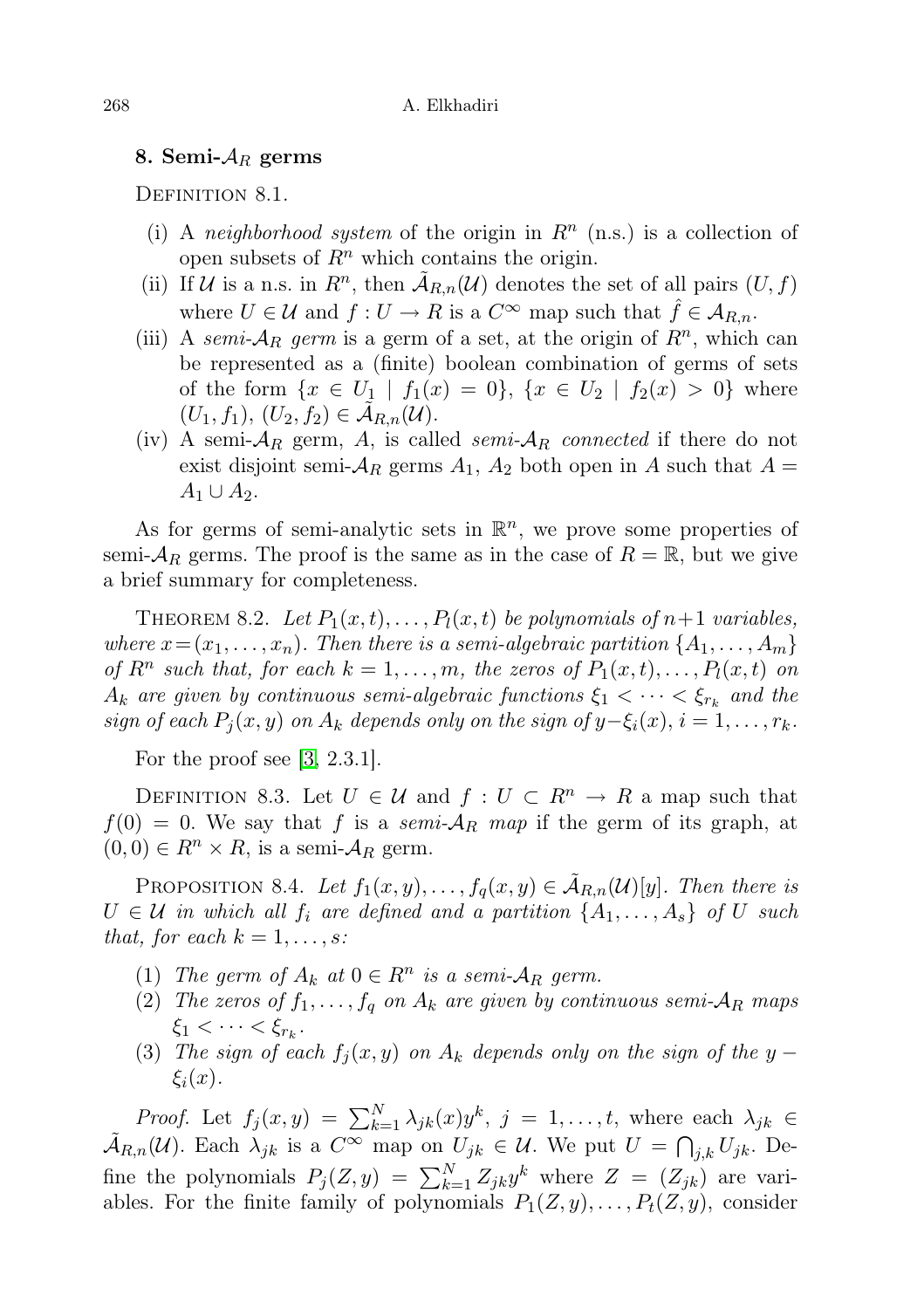## 8. Semi-$\mathcal{A}_R$ germs

Definition 8.1.

- (i) A *neighborhood system* of the origin in $R^n$ (n.s.) is a collection of open subsets of $R^n$ which contains the origin.
- (ii) If $\mathcal{U}$ is a n.s. in $R^n$, then $\tilde{\mathcal{A}}_{R,n}(\mathcal{U})$ denotes the set of all pairs $(U, f)$ where $U \in \mathcal{U}$ and $f : U \to R$ is a $C^\infty$ map such that $\hat{f} \in \mathcal{A}_{R,n}$.
- (iii) A *semi-$\mathcal{A}_R$ germ* is a germ of a set, at the origin of $R^n$, which can be represented as a (finite) boolean combination of germs of sets of the form $\{x \in U_1 \mid f_1(x) = 0\}$, $\{x \in U_2 \mid f_2(x) > 0\}$ where $(U_1, f_1), (U_2, f_2) \in \tilde{\mathcal{A}}_{R,n}(\mathcal{U})$.
- (iv) A semi-$\mathcal{A}_R$ germ, $A$, is called *semi-$\mathcal{A}_R$ connected* if there do not exist disjoint semi-$\mathcal{A}_R$ germs $A_1$, $A_2$ both open in $A$ such that $A = A_1 \cup A_2$.

As for germs of semi-analytic sets in $\mathbb{R}^n$, we prove some properties of semi-$\mathcal{A}_R$ germs. The proof is the same as in the case of $R = \mathbb{R}$, but we give a brief summary for completeness.

Theorem 8.2. *Let $P_1(x,t), \dots, P_l(x,t)$ be polynomials of $n+1$ variables, where $x = (x_1, \dots, x_n)$. Then there is a semi-algebraic partition $\{A_1, \dots, A_m\}$ of $R^n$ such that, for each $k = 1, \dots, m$, the zeros of $P_1(x,t), \dots, P_l(x,t)$ on $A_k$ are given by continuous semi-algebraic functions $\xi_1 < \dots < \xi_{r_k}$ and the sign of each $P_j(x,y)$ on $A_k$ depends only on the sign of $y - \xi_i(x)$, $i = 1, \dots, r_k$.*

For the proof see [3, 2.3.1].

Definition 8.3. Let $U \in \mathcal{U}$ and $f : U \subset R^n \to R$ a map such that $f(0) = 0$. We say that $f$ is a *semi-$\mathcal{A}_R$ map* if the germ of its graph, at $(0,0) \in R^n \times R$, is a semi-$\mathcal{A}_R$ germ.

Proposition 8.4. *Let $f_1(x,y), \dots, f_q(x,y) \in \tilde{\mathcal{A}}_{R,n}(\mathcal{U})[y]$. Then there is $U \in \mathcal{U}$ in which all $f_i$ are defined and a partition $\{A_1, \dots, A_s\}$ of $U$ such that, for each $k = 1, \dots, s$:*

1. *The germ of $A_k$ at $0 \in R^n$ is a semi-$\mathcal{A}_R$ germ.*
2. *The zeros of $f_1, \dots, f_q$ on $A_k$ are given by continuous semi-$\mathcal{A}_R$ maps $\xi_1 < \dots < \xi_{r_k}$.*
3. *The sign of each $f_j(x,y)$ on $A_k$ depends only on the sign of the $y - \xi_i(x)$.*

*Proof.* Let $f_j(x,y) = \sum_{k=1}^N \lambda_{jk}(x) y^k$, $j = 1, \dots, t$, where each $\lambda_{jk} \in \tilde{\mathcal{A}}_{R,n}(\mathcal{U})$. Each $\lambda_{jk}$ is a $C^\infty$ map on $U_{jk} \in \mathcal{U}$. We put $U = \bigcap_{j,k} U_{jk}$. Define the polynomials $P_j(Z,y) = \sum_{k=1}^N Z_{jk} y^k$ where $Z = (Z_{jk})$ are variables. For the finite family of polynomials $P_1(Z,y), \dots, P_t(Z,y)$, consider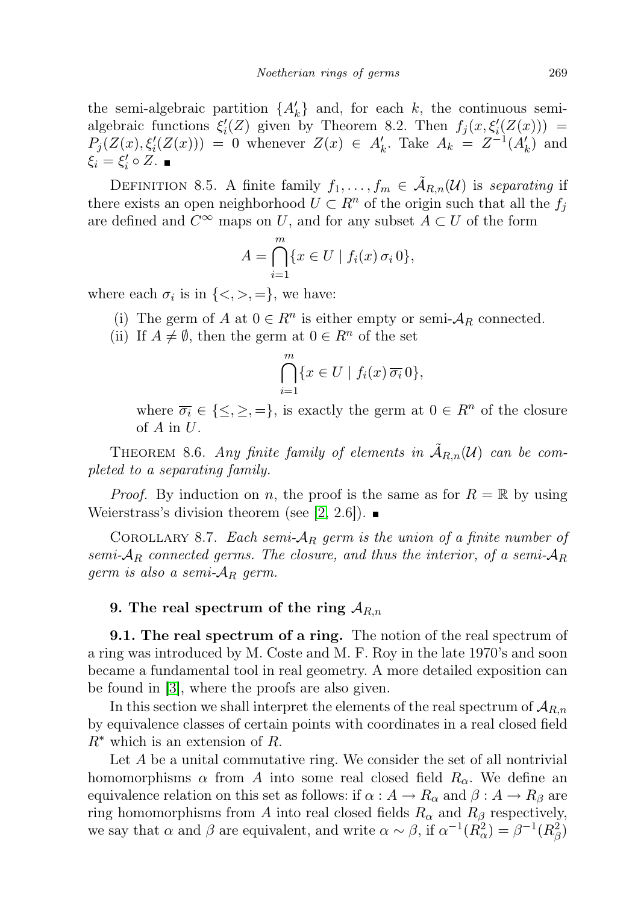the semi-algebraic partition $\{A'_k\}$ and, for each $k$, the continuous semi-algebraic functions $\xi'_i(Z)$ given by Theorem 8.2. Then $f_j(x, \xi'_i(Z(x))) = P_j(Z(x), \xi'_i(Z(x))) = 0$ whenever $Z(x) \in A'_k$. Take $A_k = Z^{-1}(A'_k)$ and $\xi_i = \xi'_i \circ Z$. ∎

DEFINITION 8.5. A finite family $f_1, \ldots, f_m \in \tilde{\mathcal{A}}_{R,n}(\mathcal{U})$ is *separating* if there exists an open neighborhood $U \subset R^n$ of the origin such that all the $f_j$ are defined and $C^\infty$ maps on $U$, and for any subset $A \subset U$ of the form

$$A = \bigcap_{i=1}^{m} \{x \in U \mid f_i(x)\, \sigma_i\, 0\},$$

where each $\sigma_i$ is in $\{<, >, =\}$, we have:

(i) The germ of $A$ at $0 \in R^n$ is either empty or semi-$\mathcal{A}_R$ connected.

(ii) If $A \neq \emptyset$, then the germ at $0 \in R^n$ of the set

$$\bigcap_{i=1}^{m} \{x \in U \mid f_i(x)\, \overline{\sigma_i}\, 0\},$$

where $\overline{\sigma_i} \in \{\leq, \geq, =\}$, is exactly the germ at $0 \in R^n$ of the closure of $A$ in $U$.

THEOREM 8.6. *Any finite family of elements in $\tilde{\mathcal{A}}_{R,n}(\mathcal{U})$ can be completed to a separating family.*

*Proof.* By induction on $n$, the proof is the same as for $R = \mathbb{R}$ by using Weierstrass's division theorem (see [2, 2.6]). ∎

COROLLARY 8.7. *Each semi-$\mathcal{A}_R$ germ is the union of a finite number of semi-$\mathcal{A}_R$ connected germs. The closure, and thus the interior, of a semi-$\mathcal{A}_R$ germ is also a semi-$\mathcal{A}_R$ germ.*

## 9. The real spectrum of the ring $\mathcal{A}_{R,n}$

**9.1. The real spectrum of a ring.** The notion of the real spectrum of a ring was introduced by M. Coste and M. F. Roy in the late 1970's and soon became a fundamental tool in real geometry. A more detailed exposition can be found in [3], where the proofs are also given.

In this section we shall interpret the elements of the real spectrum of $\mathcal{A}_{R,n}$ by equivalence classes of certain points with coordinates in a real closed field $R^*$ which is an extension of $R$.

Let $A$ be a unital commutative ring. We consider the set of all nontrivial homomorphisms $\alpha$ from $A$ into some real closed field $R_\alpha$. We define an equivalence relation on this set as follows: if $\alpha : A \to R_\alpha$ and $\beta : A \to R_\beta$ are ring homomorphisms from $A$ into real closed fields $R_\alpha$ and $R_\beta$ respectively, we say that $\alpha$ and $\beta$ are equivalent, and write $\alpha \sim \beta$, if $\alpha^{-1}(R_\alpha^2) = \beta^{-1}(R_\beta^2)$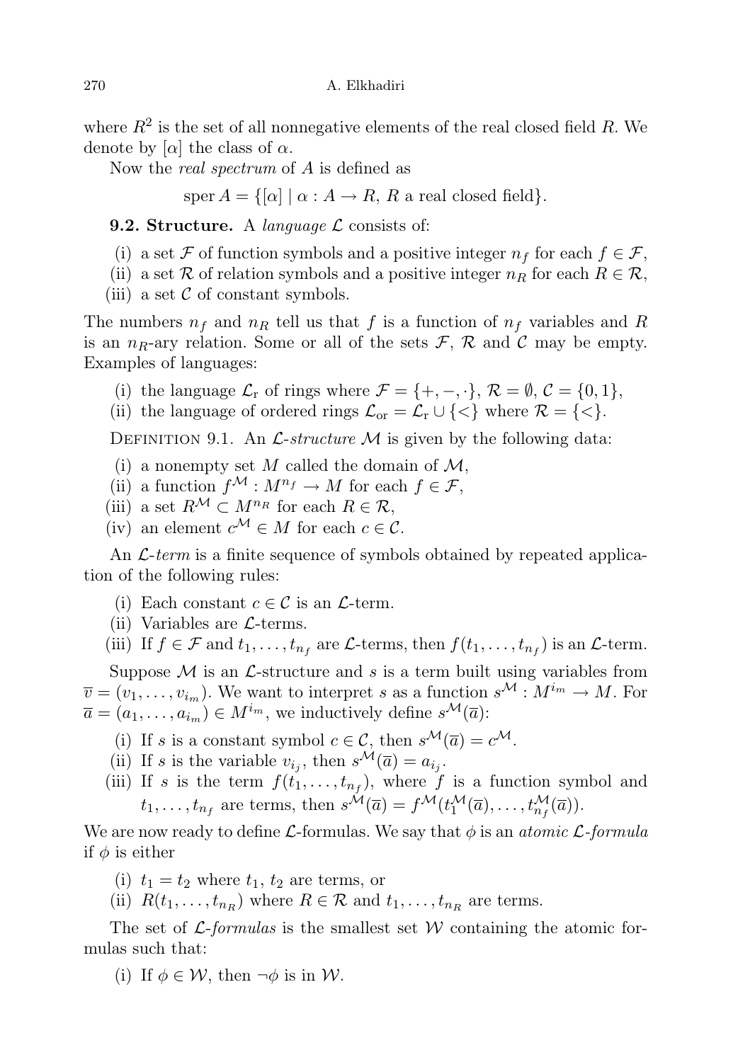where $R^2$ is the set of all nonnegative elements of the real closed field $R$. We denote by $[\alpha]$ the class of $\alpha$.

Now the *real spectrum* of $A$ is defined as

$$\operatorname{sper} A = \{[\alpha] \mid \alpha : A \to R,\ R \text{ a real closed field}\}.$$

**9.2. Structure.** A *language* $\mathcal{L}$ consists of:

(i) a set $\mathcal{F}$ of function symbols and a positive integer $n_f$ for each $f \in \mathcal{F}$,
(ii) a set $\mathcal{R}$ of relation symbols and a positive integer $n_R$ for each $R \in \mathcal{R}$,
(iii) a set $\mathcal{C}$ of constant symbols.

The numbers $n_f$ and $n_R$ tell us that $f$ is a function of $n_f$ variables and $R$ is an $n_R$-ary relation. Some or all of the sets $\mathcal{F}$, $\mathcal{R}$ and $\mathcal{C}$ may be empty. Examples of languages:

(i) the language $\mathcal{L}_{\mathrm{r}}$ of rings where $\mathcal{F} = \{+, -, \cdot\}$, $\mathcal{R} = \emptyset$, $\mathcal{C} = \{0, 1\}$,
(ii) the language of ordered rings $\mathcal{L}_{\mathrm{or}} = \mathcal{L}_{\mathrm{r}} \cup \{<\}$ where $\mathcal{R} = \{<\}$.

Definition 9.1. An *$\mathcal{L}$-structure* $\mathcal{M}$ is given by the following data:

(i) a nonempty set $M$ called the domain of $\mathcal{M}$,
(ii) a function $f^{\mathcal{M}} : M^{n_f} \to M$ for each $f \in \mathcal{F}$,
(iii) a set $R^{\mathcal{M}} \subset M^{n_R}$ for each $R \in \mathcal{R}$,
(iv) an element $c^{\mathcal{M}} \in M$ for each $c \in \mathcal{C}$.

An *$\mathcal{L}$-term* is a finite sequence of symbols obtained by repeated application of the following rules:

(i) Each constant $c \in \mathcal{C}$ is an $\mathcal{L}$-term.
(ii) Variables are $\mathcal{L}$-terms.
(iii) If $f \in \mathcal{F}$ and $t_1, \ldots, t_{n_f}$ are $\mathcal{L}$-terms, then $f(t_1, \ldots, t_{n_f})$ is an $\mathcal{L}$-term.

Suppose $\mathcal{M}$ is an $\mathcal{L}$-structure and $s$ is a term built using variables from $\overline{v} = (v_1, \ldots, v_{i_m})$. We want to interpret $s$ as a function $s^{\mathcal{M}} : M^{i_m} \to M$. For $\overline{a} = (a_1, \ldots, a_{i_m}) \in M^{i_m}$, we inductively define $s^{\mathcal{M}}(\overline{a})$:

(i) If $s$ is a constant symbol $c \in \mathcal{C}$, then $s^{\mathcal{M}}(\overline{a}) = c^{\mathcal{M}}$.
(ii) If $s$ is the variable $v_{i_j}$, then $s^{\mathcal{M}}(\overline{a}) = a_{i_j}$.
(iii) If $s$ is the term $f(t_1, \ldots, t_{n_f})$, where $f$ is a function symbol and $t_1, \ldots, t_{n_f}$ are terms, then $s^{\mathcal{M}}(\overline{a}) = f^{\mathcal{M}}(t_1^{\mathcal{M}}(\overline{a}), \ldots, t_{n_f}^{\mathcal{M}}(\overline{a}))$.

We are now ready to define $\mathcal{L}$-formulas. We say that $\phi$ is an *atomic $\mathcal{L}$-formula* if $\phi$ is either

(i) $t_1 = t_2$ where $t_1$, $t_2$ are terms, or
(ii) $R(t_1, \ldots, t_{n_R})$ where $R \in \mathcal{R}$ and $t_1, \ldots, t_{n_R}$ are terms.

The set of *$\mathcal{L}$-formulas* is the smallest set $\mathcal{W}$ containing the atomic formulas such that:

(i) If $\phi \in \mathcal{W}$, then $\neg\phi$ is in $\mathcal{W}$.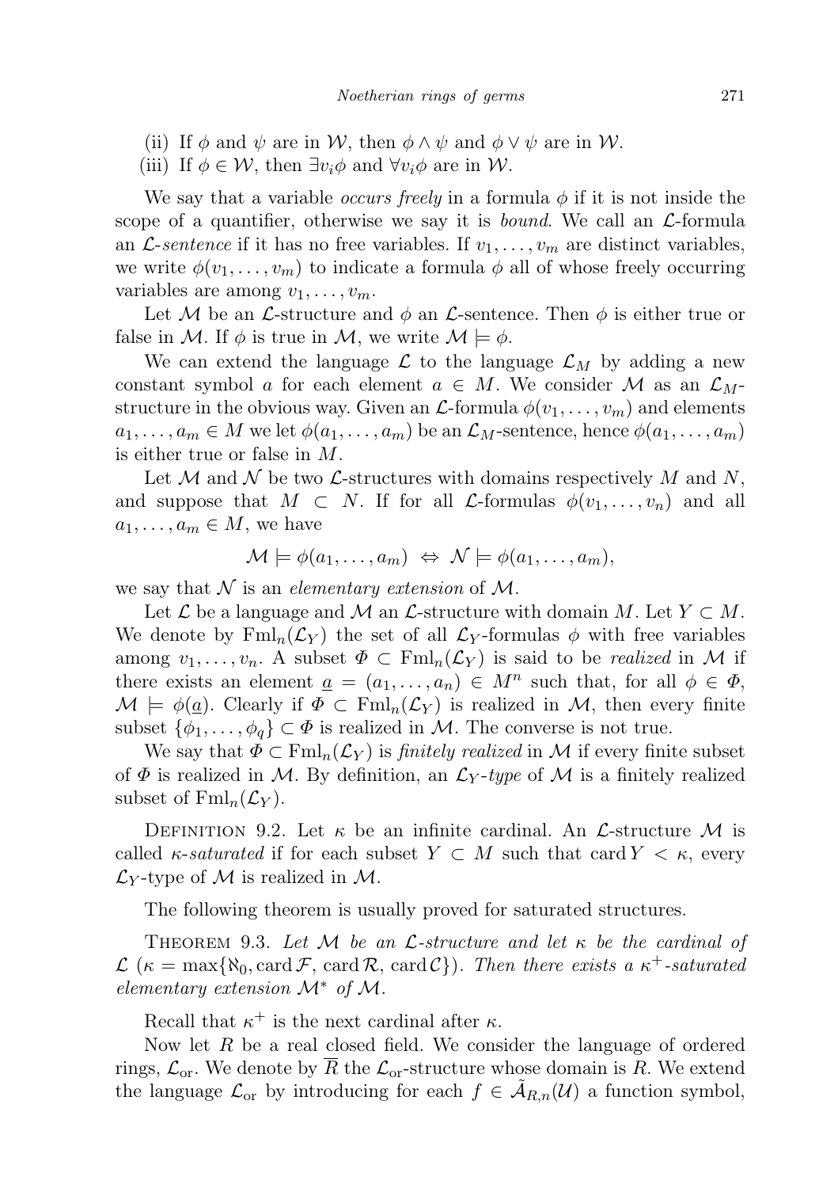(ii) If $\phi$ and $\psi$ are in $\mathcal{W}$, then $\phi \wedge \psi$ and $\phi \vee \psi$ are in $\mathcal{W}$.

(iii) If $\phi \in \mathcal{W}$, then $\exists v_i \phi$ and $\forall v_i \phi$ are in $\mathcal{W}$.

We say that a variable *occurs freely* in a formula $\phi$ if it is not inside the scope of a quantifier, otherwise we say it is *bound*. We call an $\mathcal{L}$-formula an $\mathcal{L}$-*sentence* if it has no free variables. If $v_1, \ldots, v_m$ are distinct variables, we write $\phi(v_1, \ldots, v_m)$ to indicate a formula $\phi$ all of whose freely occurring variables are among $v_1, \ldots, v_m$.

Let $\mathcal{M}$ be an $\mathcal{L}$-structure and $\phi$ an $\mathcal{L}$-sentence. Then $\phi$ is either true or false in $\mathcal{M}$. If $\phi$ is true in $\mathcal{M}$, we write $\mathcal{M} \models \phi$.

We can extend the language $\mathcal{L}$ to the language $\mathcal{L}_M$ by adding a new constant symbol $a$ for each element $a \in M$. We consider $\mathcal{M}$ as an $\mathcal{L}_M$-structure in the obvious way. Given an $\mathcal{L}$-formula $\phi(v_1, \ldots, v_m)$ and elements $a_1, \ldots, a_m \in M$ we let $\phi(a_1, \ldots, a_m)$ be an $\mathcal{L}_M$-sentence, hence $\phi(a_1, \ldots, a_m)$ is either true or false in $M$.

Let $\mathcal{M}$ and $\mathcal{N}$ be two $\mathcal{L}$-structures with domains respectively $M$ and $N$, and suppose that $M \subset N$. If for all $\mathcal{L}$-formulas $\phi(v_1, \ldots, v_n)$ and all $a_1, \ldots, a_m \in M$, we have

$$\mathcal{M} \models \phi(a_1, \ldots, a_m) \Leftrightarrow \mathcal{N} \models \phi(a_1, \ldots, a_m),$$

we say that $\mathcal{N}$ is an *elementary extension* of $\mathcal{M}$.

Let $\mathcal{L}$ be a language and $\mathcal{M}$ an $\mathcal{L}$-structure with domain $M$. Let $Y \subset M$. We denote by $\mathrm{Fml}_n(\mathcal{L}_Y)$ the set of all $\mathcal{L}_Y$-formulas $\phi$ with free variables among $v_1, \ldots, v_n$. A subset $\Phi \subset \mathrm{Fml}_n(\mathcal{L}_Y)$ is said to be *realized* in $\mathcal{M}$ if there exists an element $\underline{a} = (a_1, \ldots, a_n) \in M^n$ such that, for all $\phi \in \Phi$, $\mathcal{M} \models \phi(\underline{a})$. Clearly if $\Phi \subset \mathrm{Fml}_n(\mathcal{L}_Y)$ is realized in $\mathcal{M}$, then every finite subset $\{\phi_1, \ldots, \phi_q\} \subset \Phi$ is realized in $\mathcal{M}$. The converse is not true.

We say that $\Phi \subset \mathrm{Fml}_n(\mathcal{L}_Y)$ is *finitely realized* in $\mathcal{M}$ if every finite subset of $\Phi$ is realized in $\mathcal{M}$. By definition, an $\mathcal{L}_Y$-*type* of $\mathcal{M}$ is a finitely realized subset of $\mathrm{Fml}_n(\mathcal{L}_Y)$.

Definition 9.2. Let $\kappa$ be an infinite cardinal. An $\mathcal{L}$-structure $\mathcal{M}$ is called $\kappa$-*saturated* if for each subset $Y \subset M$ such that $\operatorname{card} Y < \kappa$, every $\mathcal{L}_Y$-type of $\mathcal{M}$ is realized in $\mathcal{M}$.

The following theorem is usually proved for saturated structures.

Theorem 9.3. *Let $\mathcal{M}$ be an $\mathcal{L}$-structure and let $\kappa$ be the cardinal of $\mathcal{L}$ ($\kappa = \max\{\aleph_0, \operatorname{card} \mathcal{F}, \operatorname{card} \mathcal{R}, \operatorname{card} \mathcal{C}\}$). Then there exists a $\kappa^+$-saturated elementary extension $\mathcal{M}^*$ of $\mathcal{M}$.*

Recall that $\kappa^+$ is the next cardinal after $\kappa$.

Now let $R$ be a real closed field. We consider the language of ordered rings, $\mathcal{L}_{\mathrm{or}}$. We denote by $\overline{R}$ the $\mathcal{L}_{\mathrm{or}}$-structure whose domain is $R$. We extend the language $\mathcal{L}_{\mathrm{or}}$ by introducing for each $f \in \tilde{\mathcal{A}}_{R,n}(\mathcal{U})$ a function symbol,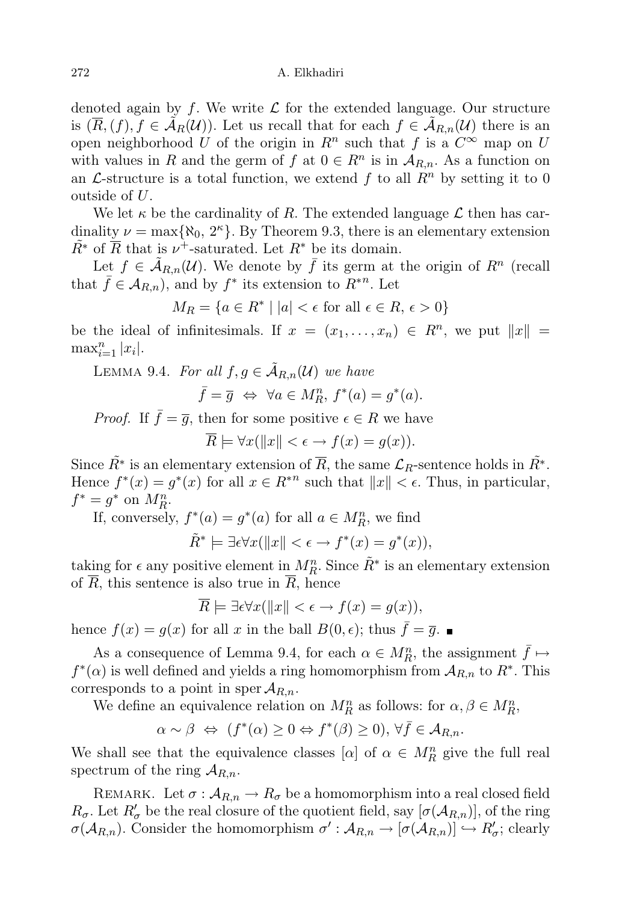denoted again by $f$. We write $\mathcal{L}$ for the extended language. Our structure is $(\overline{R}, (f), f \in \tilde{\mathcal{A}}_R(\mathcal{U}))$. Let us recall that for each $f \in \tilde{\mathcal{A}}_{R,n}(\mathcal{U})$ there is an open neighborhood $U$ of the origin in $R^n$ such that $f$ is a $C^\infty$ map on $U$ with values in $R$ and the germ of $f$ at $0 \in R^n$ is in $\mathcal{A}_{R,n}$. As a function on an $\mathcal{L}$-structure is a total function, we extend $f$ to all $R^n$ by setting it to 0 outside of $U$.

We let $\kappa$ be the cardinality of $R$. The extended language $\mathcal{L}$ then has cardinality $\nu = \max\{\aleph_0, 2^\kappa\}$. By Theorem 9.3, there is an elementary extension $\tilde{R^*}$ of $\overline{R}$ that is $\nu^+$-saturated. Let $R^*$ be its domain.

Let $f \in \tilde{\mathcal{A}}_{R,n}(\mathcal{U})$. We denote by $\bar{f}$ its germ at the origin of $R^n$ (recall that $\bar{f} \in \mathcal{A}_{R,n}$), and by $f^*$ its extension to $R^{*n}$. Let

$$M_R = \{a \in R^* \mid |a| < \epsilon \text{ for all } \epsilon \in R,\ \epsilon > 0\}$$

be the ideal of infinitesimals. If $x = (x_1, \ldots, x_n) \in R^n$, we put $\|x\| = \max_{i=1}^n |x_i|$.

Lemma 9.4. *For all $f, g \in \tilde{\mathcal{A}}_{R,n}(\mathcal{U})$ we have*

$$\bar{f} = \overline{g} \ \Leftrightarrow\ \forall a \in M_R^n,\ f^*(a) = g^*(a).$$

*Proof.* If $\bar{f} = \overline{g}$, then for some positive $\epsilon \in R$ we have

$$\overline{R} \models \forall x(\|x\| < \epsilon \rightarrow f(x) = g(x)).$$

Since $\tilde{R^*}$ is an elementary extension of $\overline{R}$, the same $\mathcal{L}_R$-sentence holds in $\tilde{R^*}$. Hence $f^*(x) = g^*(x)$ for all $x \in R^{*n}$ such that $\|x\| < \epsilon$. Thus, in particular, $f^* = g^*$ on $M_R^n$.

If, conversely, $f^*(a) = g^*(a)$ for all $a \in M_R^n$, we find

$$\tilde{R^*} \models \exists\epsilon\forall x(\|x\| < \epsilon \rightarrow f^*(x) = g^*(x)),$$

taking for $\epsilon$ any positive element in $M_R^n$. Since $\tilde{R^*}$ is an elementary extension of $\overline{R}$, this sentence is also true in $\overline{R}$, hence

$$\overline{R} \models \exists\epsilon\forall x(\|x\| < \epsilon \rightarrow f(x) = g(x)),$$

hence $f(x) = g(x)$ for all $x$ in the ball $B(0, \epsilon)$; thus $\bar{f} = \overline{g}$. ∎

As a consequence of Lemma 9.4, for each $\alpha \in M_R^n$, the assignment $\bar{f} \mapsto f^*(\alpha)$ is well defined and yields a ring homomorphism from $\mathcal{A}_{R,n}$ to $R^*$. This corresponds to a point in $\operatorname{sper} \mathcal{A}_{R,n}$.

We define an equivalence relation on $M_R^n$ as follows: for $\alpha, \beta \in M_R^n$,

$$\alpha \sim \beta \ \Leftrightarrow\ (f^*(\alpha) \geq 0 \Leftrightarrow f^*(\beta) \geq 0),\ \forall \bar{f} \in \mathcal{A}_{R,n}.$$

We shall see that the equivalence classes $[\alpha]$ of $\alpha \in M_R^n$ give the full real spectrum of the ring $\mathcal{A}_{R,n}$.

Remark. Let $\sigma : \mathcal{A}_{R,n} \to R_\sigma$ be a homomorphism into a real closed field $R_\sigma$. Let $R'_\sigma$ be the real closure of the quotient field, say $[\sigma(\mathcal{A}_{R,n})]$, of the ring $\sigma(\mathcal{A}_{R,n})$. Consider the homomorphism $\sigma' : \mathcal{A}_{R,n} \to [\sigma(\mathcal{A}_{R,n})] \hookrightarrow R'_\sigma$; clearly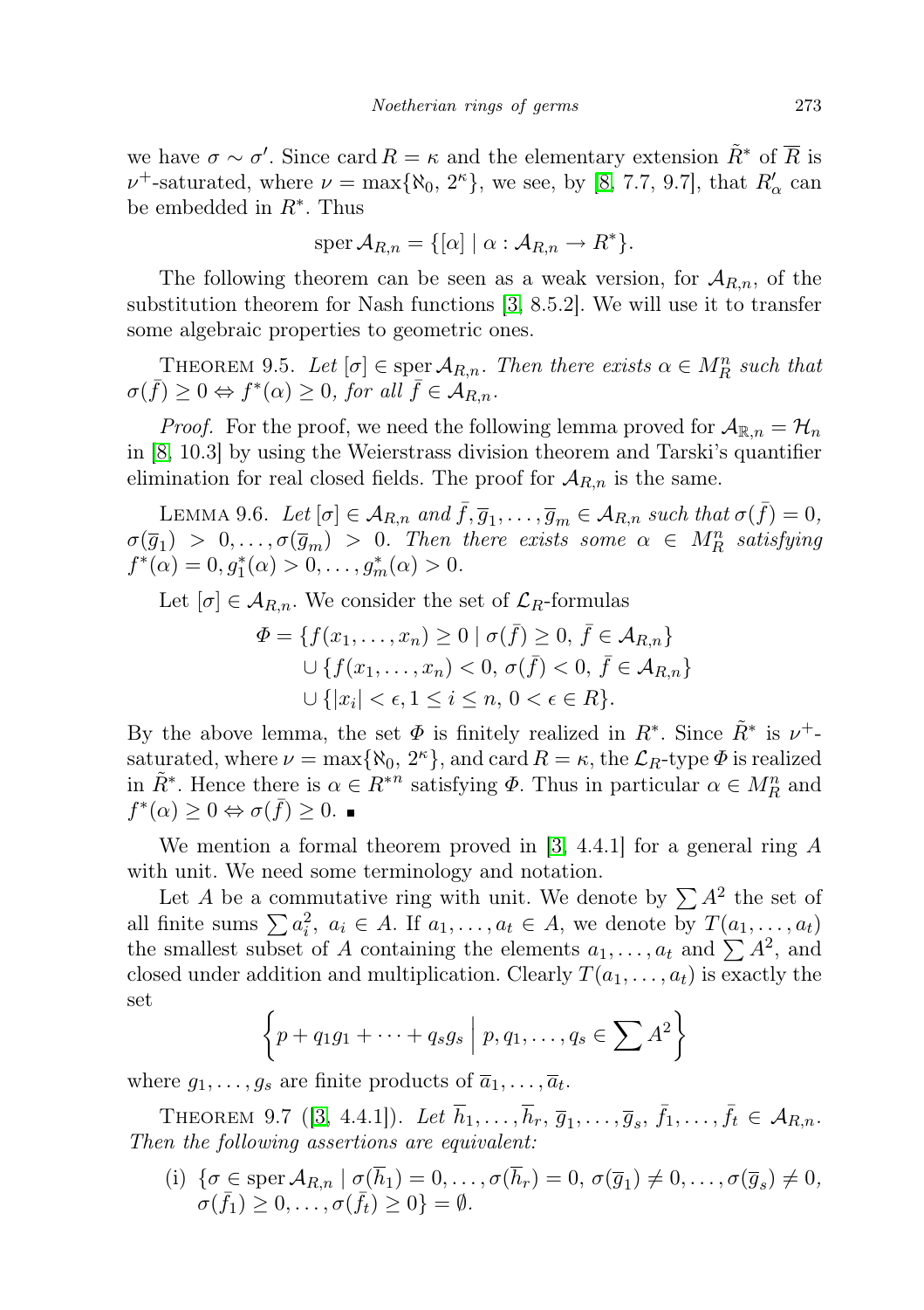we have $\sigma \sim \sigma'$. Since $\operatorname{card} R = \kappa$ and the elementary extension $\tilde{R}^*$ of $\overline{R}$ is $\nu^+$-saturated, where $\nu = \max\{\aleph_0, 2^\kappa\}$, we see, by [8, 7.7, 9.7], that $R'_\alpha$ can be embedded in $R^*$. Thus

$$\operatorname{sper} \mathcal{A}_{R,n} = \{[\alpha] \mid \alpha : \mathcal{A}_{R,n} \to R^*\}.$$

The following theorem can be seen as a weak version, for $\mathcal{A}_{R,n}$, of the substitution theorem for Nash functions [3, 8.5.2]. We will use it to transfer some algebraic properties to geometric ones.

THEOREM 9.5. *Let $[\sigma] \in \operatorname{sper} \mathcal{A}_{R,n}$. Then there exists $\alpha \in M_R^n$ such that $\sigma(\bar{f}) \geq 0 \Leftrightarrow f^*(\alpha) \geq 0$, for all $\bar{f} \in \mathcal{A}_{R,n}$.*

*Proof.* For the proof, we need the following lemma proved for $\mathcal{A}_{\mathbb{R},n} = \mathcal{H}_n$ in [8, 10.3] by using the Weierstrass division theorem and Tarski's quantifier elimination for real closed fields. The proof for $\mathcal{A}_{R,n}$ is the same.

LEMMA 9.6. *Let $[\sigma] \in \mathcal{A}_{R,n}$ and $\bar{f}, \overline{g}_1, \ldots, \overline{g}_m \in \mathcal{A}_{R,n}$ such that $\sigma(\bar{f}) = 0$, $\sigma(\overline{g}_1) > 0, \ldots, \sigma(\overline{g}_m) > 0$. Then there exists some $\alpha \in M_R^n$ satisfying $f^*(\alpha) = 0, g_1^*(\alpha) > 0, \ldots, g_m^*(\alpha) > 0$.*

Let $[\sigma] \in \mathcal{A}_{R,n}$. We consider the set of $\mathcal{L}_R$-formulas

$$\begin{aligned}
\Phi = \{&f(x_1, \ldots, x_n) \geq 0 \mid \sigma(\bar{f}) \geq 0,\ \bar{f} \in \mathcal{A}_{R,n}\} \\
\cup \{&f(x_1, \ldots, x_n) < 0,\ \sigma(\bar{f}) < 0,\ \bar{f} \in \mathcal{A}_{R,n}\} \\
\cup \{&|x_i| < \epsilon, 1 \leq i \leq n,\ 0 < \epsilon \in R\}.
\end{aligned}$$

By the above lemma, the set $\Phi$ is finitely realized in $R^*$. Since $\tilde{R}^*$ is $\nu^+$-saturated, where $\nu = \max\{\aleph_0, 2^\kappa\}$, and $\operatorname{card} R = \kappa$, the $\mathcal{L}_R$-type $\Phi$ is realized in $\tilde{R}^*$. Hence there is $\alpha \in R^{*n}$ satisfying $\Phi$. Thus in particular $\alpha \in M_R^n$ and $f^*(\alpha) \geq 0 \Leftrightarrow \sigma(\bar{f}) \geq 0$. ∎

We mention a formal theorem proved in [3, 4.4.1] for a general ring $A$ with unit. We need some terminology and notation.

Let $A$ be a commutative ring with unit. We denote by $\sum A^2$ the set of all finite sums $\sum a_i^2$, $a_i \in A$. If $a_1, \ldots, a_t \in A$, we denote by $T(a_1, \ldots, a_t)$ the smallest subset of $A$ containing the elements $a_1, \ldots, a_t$ and $\sum A^2$, and closed under addition and multiplication. Clearly $T(a_1, \ldots, a_t)$ is exactly the set

$$\left\{ p + q_1 g_1 + \cdots + q_s g_s \;\middle|\; p, q_1, \ldots, q_s \in \sum A^2 \right\}$$

where $g_1, \ldots, g_s$ are finite products of $\overline{a}_1, \ldots, \overline{a}_t$.

THEOREM 9.7 ([3, 4.4.1]). *Let $\overline{h}_1, \ldots, \overline{h}_r, \overline{g}_1, \ldots, \overline{g}_s, \bar{f}_1, \ldots, \bar{f}_t \in \mathcal{A}_{R,n}$. Then the following assertions are equivalent:*

(i) $\{\sigma \in \operatorname{sper} \mathcal{A}_{R,n} \mid \sigma(\overline{h}_1) = 0, \ldots, \sigma(\overline{h}_r) = 0,\ \sigma(\overline{g}_1) \neq 0, \ldots, \sigma(\overline{g}_s) \neq 0,$ $\sigma(\bar{f}_1) \geq 0, \ldots, \sigma(\bar{f}_t) \geq 0\} = \emptyset.$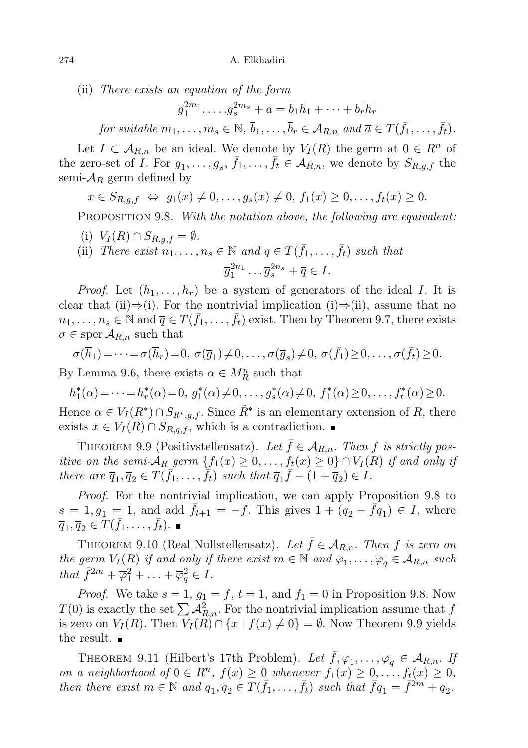(ii) *There exists an equation of the form*

$$\overline{g}_1^{2m_1}.\dots.\overline{g}_s^{2m_s} + \overline{a} = \overline{b}_1\overline{h}_1 + \dots + \overline{b}_r\overline{h}_r$$

*for suitable* $m_1, \dots, m_s \in \mathbb{N}$, $\overline{b}_1, \dots, \overline{b}_r \in \mathcal{A}_{R,n}$ *and* $\overline{a} \in T(\bar{f}_1, \dots, \bar{f}_t)$.

Let $I \subset \mathcal{A}_{R,n}$ be an ideal. We denote by $V_I(R)$ the germ at $0 \in R^n$ of the zero-set of $I$. For $\overline{g}_1, \dots, \overline{g}_s, \bar{f}_1, \dots, \bar{f}_t \in \mathcal{A}_{R,n}$, we denote by $S_{R,g,f}$ the semi-$\mathcal{A}_R$ germ defined by

$$x \in S_{R,g,f} \;\Leftrightarrow\; g_1(x) \neq 0, \dots, g_s(x) \neq 0,\; f_1(x) \geq 0, \dots, f_t(x) \geq 0.$$

Proposition 9.8. *With the notation above, the following are equivalent:*

(i) $V_I(R) \cap S_{R,g,f} = \emptyset$.

(ii) *There exist* $n_1, \dots, n_s \in \mathbb{N}$ *and* $\overline{q} \in T(\bar{f}_1, \dots, \bar{f}_t)$ *such that*

$$\overline{g}_1^{2n_1} \dots \overline{g}_s^{2n_s} + \overline{q} \in I.$$

*Proof.* Let $(\overline{h}_1, \dots, \overline{h}_r)$ be a system of generators of the ideal $I$. It is clear that (ii)⇒(i). For the nontrivial implication (i)⇒(ii), assume that no $n_1, \dots, n_s \in \mathbb{N}$ and $\overline{q} \in T(\bar{f}_1, \dots, \bar{f}_t)$ exist. Then by Theorem 9.7, there exists $\sigma \in \operatorname{sper} \mathcal{A}_{R,n}$ such that

$$\sigma(\overline{h}_1) = \dots = \sigma(\overline{h}_r) = 0,\; \sigma(\overline{g}_1) \neq 0, \dots, \sigma(\overline{g}_s) \neq 0,\; \sigma(\bar{f}_1) \geq 0, \dots, \sigma(\bar{f}_t) \geq 0.$$

By Lemma 9.6, there exists $\alpha \in M_R^n$ such that

$$h_1^*(\alpha) = \dots = h_r^*(\alpha) = 0,\; g_1^*(\alpha) \neq 0, \dots, g_s^*(\alpha) \neq 0,\; f_1^*(\alpha) \geq 0, \dots, f_t^*(\alpha) \geq 0.$$

Hence $\alpha \in V_I(R^*) \cap S_{R^*,g,f}$. Since $\tilde{R}^*$ is an elementary extension of $\overline{R}$, there exists $x \in V_I(R) \cap S_{R,g,f}$, which is a contradiction. ■

Theorem 9.9 (Positivstellensatz). *Let* $\bar{f} \in \mathcal{A}_{R,n}$. *Then* $f$ *is strictly positive on the semi-*$\mathcal{A}_R$ *germ* $\{f_1(x) \geq 0, \dots, f_t(x) \geq 0\} \cap V_I(R)$ *if and only if there are* $\overline{q}_1, \overline{q}_2 \in T(\bar{f}_1, \dots, \bar{f}_t)$ *such that* $\overline{q}_1\bar{f} - (1 + \overline{q}_2) \in I$.

*Proof.* For the nontrivial implication, we can apply Proposition 9.8 to $s = 1, \overline{g}_1 = 1$, and add $\bar{f}_{t+1} = \overline{-f}$. This gives $1 + (\overline{q}_2 - \bar{f}\overline{q}_1) \in I$, where $\overline{q}_1, \overline{q}_2 \in T(\bar{f}_1, \dots, \bar{f}_t)$. ■

Theorem 9.10 (Real Nullstellensatz). *Let* $\bar{f} \in \mathcal{A}_{R,n}$. *Then* $f$ *is zero on the germ* $V_I(R)$ *if and only if there exist* $m \in \mathbb{N}$ *and* $\overline{\varphi}_1, \dots, \overline{\varphi}_q \in \mathcal{A}_{R,n}$ *such that* $\bar{f}^{2m} + \overline{\varphi}_1^2 + \dots + \overline{\varphi}_q^2 \in I$.

*Proof.* We take $s = 1$, $g_1 = f$, $t = 1$, and $f_1 = 0$ in Proposition 9.8. Now $T(0)$ is exactly the set $\sum \mathcal{A}_{R,n}^2$. For the nontrivial implication assume that $f$ is zero on $V_I(R)$. Then $V_I(R) \cap \{x \mid f(x) \neq 0\} = \emptyset$. Now Theorem 9.9 yields the result. ■

Theorem 9.11 (Hilbert's 17th Problem). *Let* $\bar{f}, \overline{\varphi}_1, \dots, \overline{\varphi}_q \in \mathcal{A}_{R,n}$. *If on a neighborhood of* $0 \in R^n$, $f(x) \geq 0$ *whenever* $f_1(x) \geq 0, \dots, f_t(x) \geq 0$, *then there exist* $m \in \mathbb{N}$ *and* $\overline{q}_1, \overline{q}_2 \in T(\bar{f}_1, \dots, \bar{f}_t)$ *such that* $\bar{f}\overline{q}_1 = \bar{f}^{2m} + \overline{q}_2$.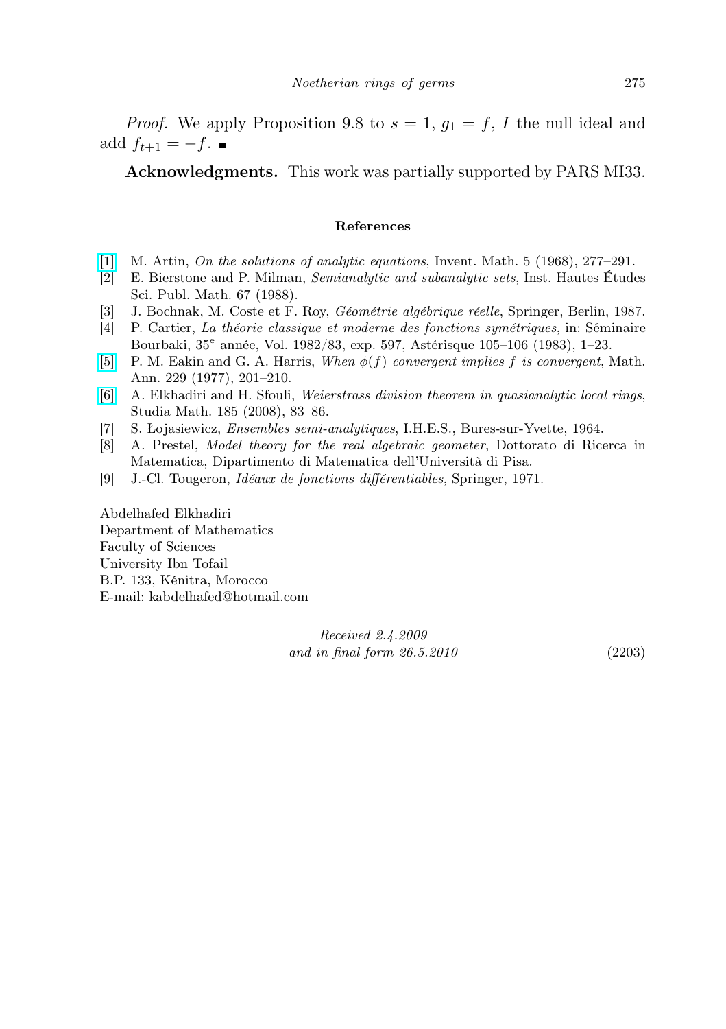*Proof.* We apply Proposition 9.8 to $s = 1$, $g_1 = f$, $I$ the null ideal and add $f_{t+1} = -f$. ∎

**Acknowledgments.** This work was partially supported by PARS MI33.

## References

[1] M. Artin, *On the solutions of analytic equations*, Invent. Math. 5 (1968), 277–291.

[2] E. Bierstone and P. Milman, *Semianalytic and subanalytic sets*, Inst. Hautes Études Sci. Publ. Math. 67 (1988).

[3] J. Bochnak, M. Coste et F. Roy, *Géométrie algébrique réelle*, Springer, Berlin, 1987.

[4] P. Cartier, *La théorie classique et moderne des fonctions symétriques*, in: Séminaire Bourbaki, 35[e] année, Vol. 1982/83, exp. 597, Astérisque 105–106 (1983), 1–23.

[5] P. M. Eakin and G. A. Harris, *When $\phi(f)$ convergent implies $f$ is convergent*, Math. Ann. 229 (1977), 201–210.

[6] A. Elkhadiri and H. Sfouli, *Weierstrass division theorem in quasianalytic local rings*, Studia Math. 185 (2008), 83–86.

[7] S. Łojasiewicz, *Ensembles semi-analytiques*, I.H.E.S., Bures-sur-Yvette, 1964.

[8] A. Prestel, *Model theory for the real algebraic geometer*, Dottorato di Ricerca in Matematica, Dipartimento di Matematica dell'Università di Pisa.

[9] J.-Cl. Tougeron, *Idéaux de fonctions différentiables*, Springer, 1971.

Abdelhafed Elkhadiri
Department of Mathematics
Faculty of Sciences
University Ibn Tofail
B.P. 133, Kénitra, Morocco
E-mail: kabdelhafed@hotmail.com

*Received 2.4.2009*
*and in final form 26.5.2010* (2203)